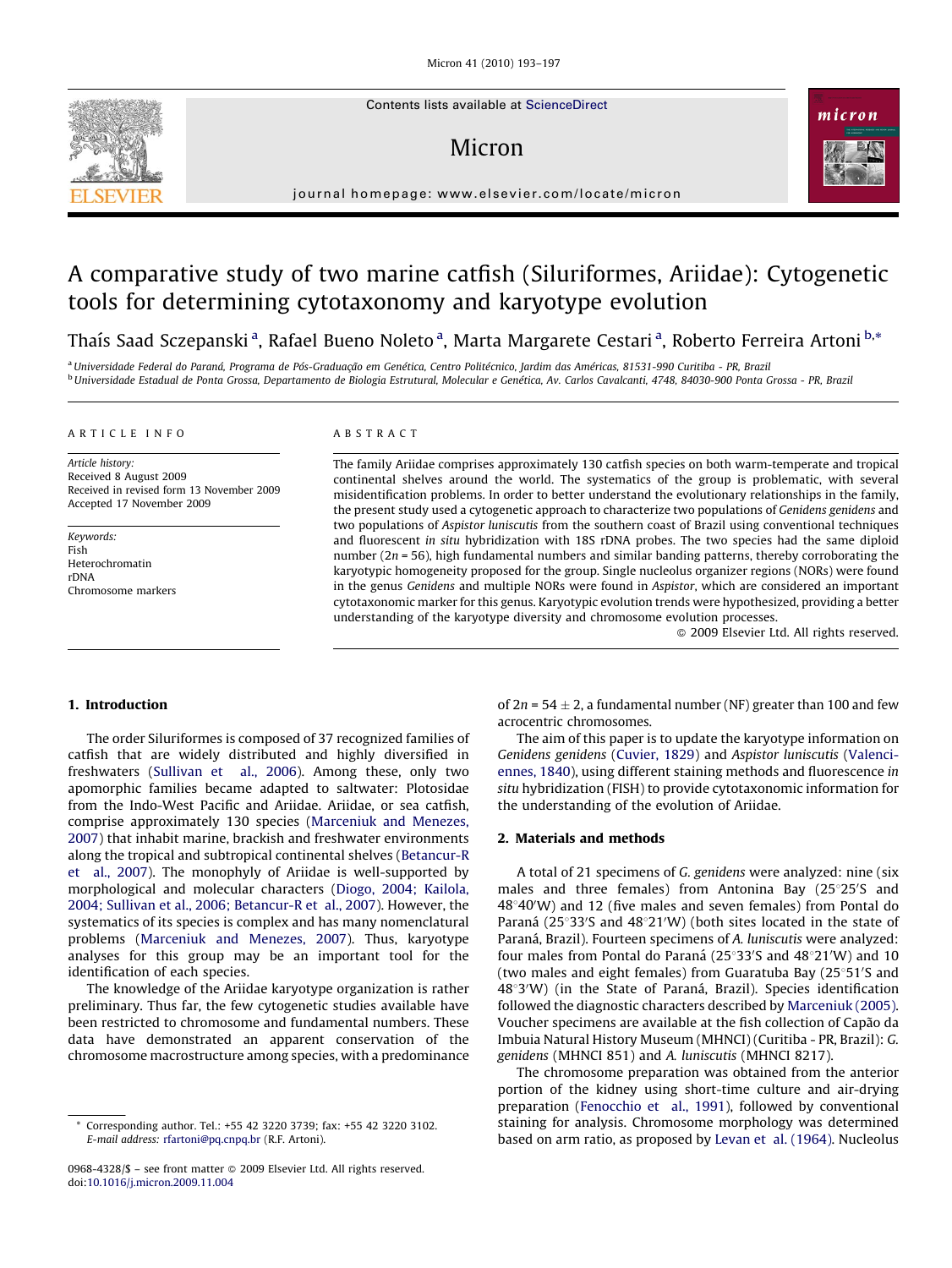# A comparative study of two marine catfish (Siluriformes, Ariidae): Cytogenetic tools for determining cytotaxonomy and karyotype evolution

Thaís Saad Sczepanski [a], Rafael Bueno Noleto [a], Marta Margarete Cestari [a], Roberto Ferreira Artoni [b,*]

[a] Universidade Federal do Paraná, Programa de Pós-Graduação em Genética, Centro Politécnico, Jardim das Américas, 81531-990 Curitiba - PR, Brazil
[b] Universidade Estadual de Ponta Grossa, Departamento de Biologia Estrutural, Molecular e Genética, Av. Carlos Cavalcanti, 4748, 84030-900 Ponta Grossa - PR, Brazil

**ARTICLE INFO**

*Article history:*
Received 8 August 2009
Received in revised form 13 November 2009
Accepted 17 November 2009

*Keywords:*
Fish
Heterochromatin
rDNA
Chromosome markers

**ABSTRACT**

The family Ariidae comprises approximately 130 catfish species on both warm-temperate and tropical continental shelves around the world. The systematics of the group is problematic, with several misidentification problems. In order to better understand the evolutionary relationships in the family, the present study used a cytogenetic approach to characterize two populations of *Genidens genidens* and two populations of *Aspistor luniscutis* from the southern coast of Brazil using conventional techniques and fluorescent *in situ* hybridization with 18S rDNA probes. The two species had the same diploid number ($2n = 56$), high fundamental numbers and similar banding patterns, thereby corroborating the karyotypic homogeneity proposed for the group. Single nucleolus organizer regions (NORs) were found in the genus *Genidens* and multiple NORs were found in *Aspistor*, which are considered an important cytotaxonomic marker for this genus. Karyotypic evolution trends were hypothesized, providing a better understanding of the karyotype diversity and chromosome evolution processes.

© 2009 Elsevier Ltd. All rights reserved.

## 1. Introduction

The order Siluriformes is composed of 37 recognized families of catfish that are widely distributed and highly diversified in freshwaters (Sullivan et al., 2006). Among these, only two apomorphic families became adapted to saltwater: Plotosidae from the Indo-West Pacific and Ariidae. Ariidae, or sea catfish, comprise approximately 130 species (Marceniuk and Menezes, 2007) that inhabit marine, brackish and freshwater environments along the tropical and subtropical continental shelves (Betancur-R et al., 2007). The monophyly of Ariidae is well-supported by morphological and molecular characters (Diogo, 2004; Kailola, 2004; Sullivan et al., 2006; Betancur-R et al., 2007). However, the systematics of its species is complex and has many nomenclatural problems (Marceniuk and Menezes, 2007). Thus, karyotype analyses for this group may be an important tool for the identification of each species.

The knowledge of the Ariidae karyotype organization is rather preliminary. Thus far, the few cytogenetic studies available have been restricted to chromosome and fundamental numbers. These data have demonstrated an apparent conservation of the chromosome macrostructure among species, with a predominance of $2n = 54 \pm 2$, a fundamental number (NF) greater than 100 and few acrocentric chromosomes.

The aim of this paper is to update the karyotype information on *Genidens genidens* (Cuvier, 1829) and *Aspistor luniscutis* (Valenciennes, 1840), using different staining methods and fluorescence *in situ* hybridization (FISH) to provide cytotaxonomic information for the understanding of the evolution of Ariidae.

## 2. Materials and methods

A total of 21 specimens of *G. genidens* were analyzed: nine (six males and three females) from Antonina Bay (25°25′S and 48°40′W) and 12 (five males and seven females) from Pontal do Paraná (25°33′S and 48°21′W) (both sites located in the state of Paraná, Brazil). Fourteen specimens of *A. luniscutis* were analyzed: four males from Pontal do Paraná (25°33′S and 48°21′W) and 10 (two males and eight females) from Guaratuba Bay (25°51′S and 48°3′W) (in the State of Paraná, Brazil). Species identification followed the diagnostic characters described by Marceniuk (2005). Voucher specimens are available at the fish collection of Capão da Imbuia Natural History Museum (MHNCI) (Curitiba - PR, Brazil): *G. genidens* (MHNCI 851) and *A. luniscutis* (MHNCI 8217).

The chromosome preparation was obtained from the anterior portion of the kidney using short-time culture and air-drying preparation (Fenocchio et al., 1991), followed by conventional staining for analysis. Chromosome morphology was determined based on arm ratio, as proposed by Levan et al. (1964). Nucleolus

* Corresponding author. Tel.: +55 42 3220 3739; fax: +55 42 3220 3102.
E-mail address: rfartoni@pq.cnpq.br (R.F. Artoni).

0968-4328/$ – see front matter © 2009 Elsevier Ltd. All rights reserved.
doi:10.1016/j.micron.2009.11.004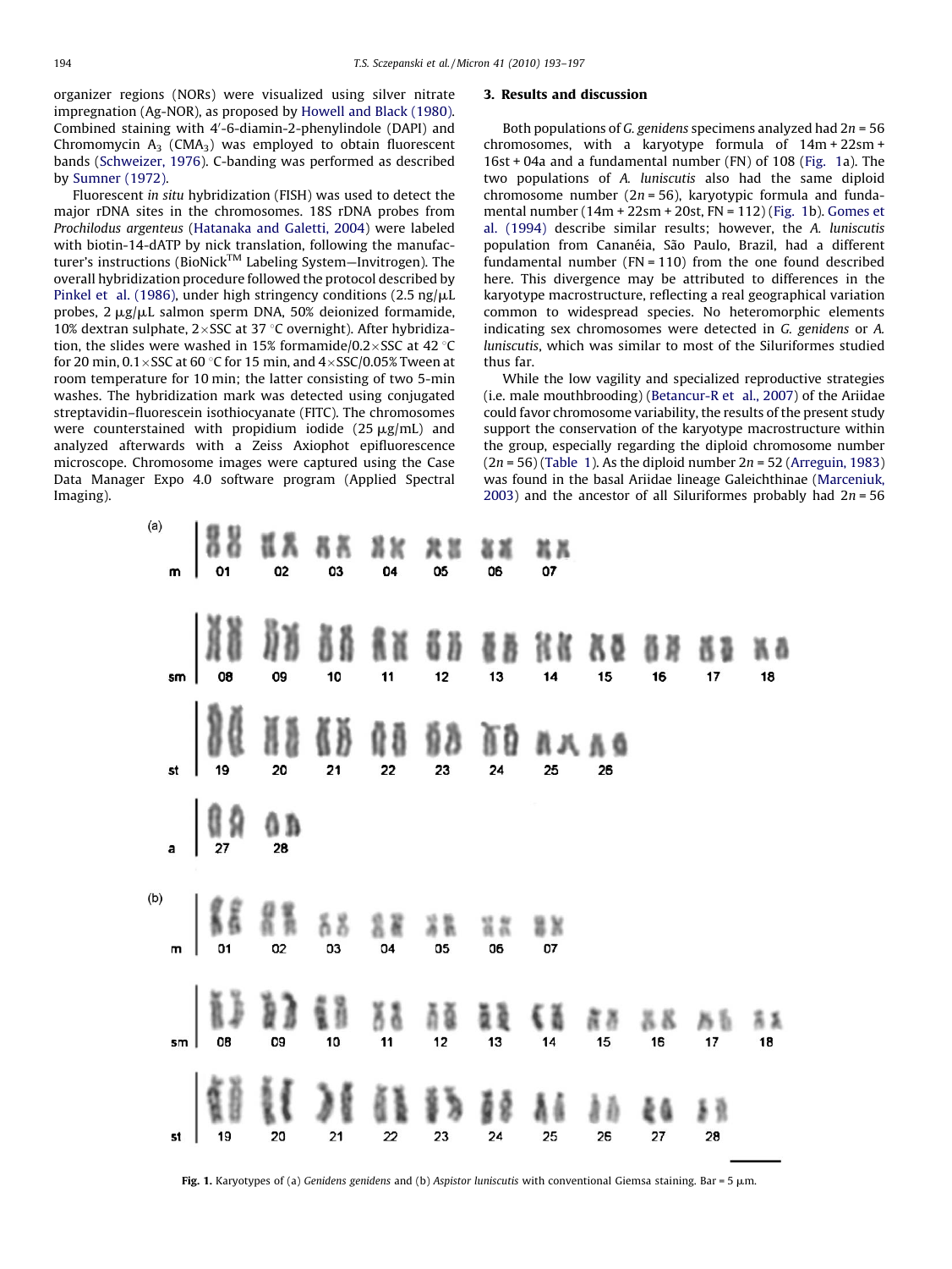organizer regions (NORs) were visualized using silver nitrate impregnation (Ag-NOR), as proposed by Howell and Black (1980). Combined staining with 4′-6-diamin-2-phenylindole (DAPI) and Chromomycin $A_3$ ($CMA_3$) was employed to obtain fluorescent bands (Schweizer, 1976). C-banding was performed as described by Sumner (1972).

Fluorescent *in situ* hybridization (FISH) was used to detect the major rDNA sites in the chromosomes. 18S rDNA probes from *Prochilodus argenteus* (Hatanaka and Galetti, 2004) were labeled with biotin-14-dATP by nick translation, following the manufacturer's instructions (BioNick[TM] Labeling System—Invitrogen). The overall hybridization procedure followed the protocol described by Pinkel et al. (1986), under high stringency conditions (2.5 ng/μL probes, 2 μg/μL salmon sperm DNA, 50% deionized formamide, 10% dextran sulphate, 2×SSC at 37 °C overnight). After hybridization, the slides were washed in 15% formamide/0.2×SSC at 42 °C for 20 min, 0.1×SSC at 60 °C for 15 min, and 4×SSC/0.05% Tween at room temperature for 10 min; the latter consisting of two 5-min washes. The hybridization mark was detected using conjugated streptavidin–fluorescein isothiocyanate (FITC). The chromosomes were counterstained with propidium iodide (25 μg/mL) and analyzed afterwards with a Zeiss Axiophot epifluorescence microscope. Chromosome images were captured using the Case Data Manager Expo 4.0 software program (Applied Spectral Imaging).

## 3. Results and discussion

Both populations of *G. genidens* specimens analyzed had $2n = 56$ chromosomes, with a karyotype formula of 14m + 22sm + 16st + 04a and a fundamental number (FN) of 108 (Fig. 1a). The two populations of *A. luniscutis* also had the same diploid chromosome number ($2n = 56$), karyotypic formula and fundamental number (14m + 22sm + 20st, FN = 112) (Fig. 1b). Gomes et al. (1994) describe similar results; however, the *A. luniscutis* population from Cananéia, São Paulo, Brazil, had a different fundamental number (FN = 110) from the one found described here. This divergence may be attributed to differences in the karyotype macrostructure, reflecting a real geographical variation common to widespread species. No heteromorphic elements indicating sex chromosomes were detected in *G. genidens* or *A. luniscutis*, which was similar to most of the Siluriformes studied thus far.

While the low vagility and specialized reproductive strategies (i.e. male mouthbrooding) (Betancur-R et al., 2007) of the Ariidae could favor chromosome variability, the results of the present study support the conservation of the karyotype macrostructure within the group, especially regarding the diploid chromosome number ($2n = 56$) (Table 1). As the diploid number $2n = 52$ (Arreguin, 1983) was found in the basal Ariidae lineage Galeichthinae (Marceniuk, 2003) and the ancestor of all Siluriformes probably had $2n = 56$

**Fig. 1.** Karyotypes of (a) *Genidens genidens* and (b) *Aspistor luniscutis* with conventional Giemsa staining. Bar = 5 μm.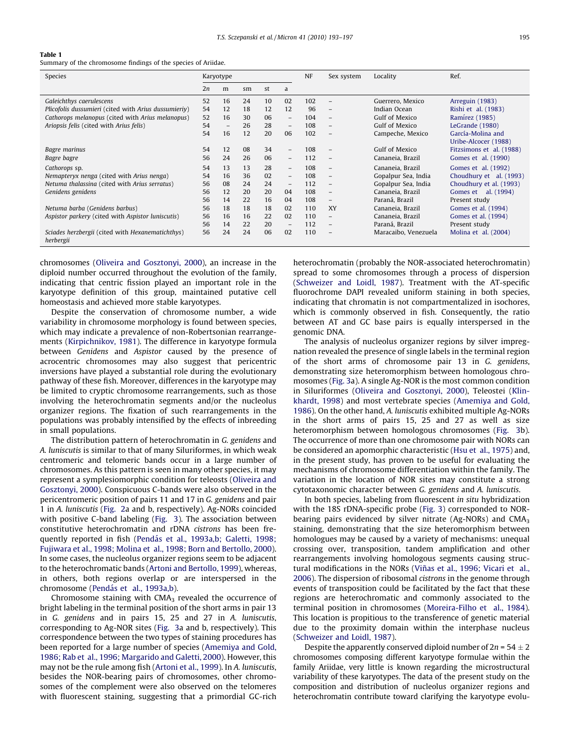**Table 1**
Summary of the chromosome findings of the species of Ariidae.

| Species | Karyotype | | | | | NF | Sex system | Locality | Ref. |
|---|---|---|---|---|---|---|---|---|---|
| | 2n | m | sm | st | a | | | | |
| *Galeichthys caerulescens* | 52 | 16 | 24 | 10 | 02 | 102 | – | Guerrero, Mexico | Arreguin (1983) |
| *Plicofolis dussumieri* (cited with *Arius dussumieriy*) | 54 | 12 | 18 | 12 | 12 | 96 | – | Indian Ocean | Rishi et al. (1983) |
| *Cathorops melanopus* (cited with *Arius melanopus*) | 52 | 16 | 30 | 06 | – | 104 | – | Gulf of Mexico | Ramírez (1985) |
| *Ariopsis felis* (cited with *Arius felis*) | 54 | – | 26 | 28 | – | 108 | – | Gulf of Mexico | LeGrande (1980) |
| | 54 | 16 | 12 | 20 | 06 | 102 | – | Campeche, Mexico | García-Molina and Uribe-Alcocer (1988) |
| *Bagre marinus* | 54 | 12 | 08 | 34 | – | 108 | – | Gulf of Mexico | Fitzsimons et al. (1988) |
| *Bagre bagre* | 56 | 24 | 26 | 06 | – | 112 | – | Cananeia, Brazil | Gomes et al. (1990) |
| *Cathorops* sp. | 54 | 13 | 13 | 28 | – | 108 | – | Cananeia, Brazil | Gomes et al. (1992) |
| *Nemapteryx nenga* (cited with *Arius nenga*) | 54 | 16 | 36 | 02 | – | 108 | – | Gopalpur Sea, India | Choudhury et al. (1993) |
| *Netuma thalassina* (cited with *Arius serratus*) | 56 | 08 | 24 | 24 | – | 112 | – | Gopalpur Sea, India | Choudhury et al. (1993) |
| *Genidens genidens* | 56 | 12 | 20 | 20 | 04 | 108 | – | Cananeia, Brazil | Gomes et al. (1994) |
| | 56 | 14 | 22 | 16 | 04 | 108 | – | Paraná, Brazil | Present study |
| *Netuma barba* (*Genidens barbus*) | 56 | 18 | 18 | 18 | 02 | 110 | XY | Cananeia, Brazil | Gomes et al. (1994) |
| *Aspistor parkery* (cited with *Aspistor luniscutis*) | 56 | 16 | 16 | 22 | 02 | 110 | – | Cananeia, Brazil | Gomes et al. (1994) |
| | 56 | 14 | 22 | 20 | – | 112 | – | Paraná, Brazil | Present study |
| *Sciades herzbergii* (cited with *Hexanematichthys herbergii* | 56 | 24 | 24 | 06 | 02 | 110 | – | Maracaibo, Venezuela | Molina et al. (2004) |

chromosomes (Oliveira and Gosztonyi, 2000), an increase in the diploid number occurred throughout the evolution of the family, indicating that centric fission played an important role in the karyotype definition of this group, maintained putative cell homeostasis and achieved more stable karyotypes.

Despite the conservation of chromosome number, a wide variability in chromosome morphology is found between species, which may indicate a prevalence of non-Robertsonian rearrangements (Kirpichnikov, 1981). The difference in karyotype formula between *Genidens* and *Aspistor* caused by the presence of acrocentric chromosomes may also suggest that pericentric inversions have played a substantial role during the evolutionary pathway of these fish. Moreover, differences in the karyotype may be limited to cryptic chromosome rearrangements, such as those involving the heterochromatin segments and/or the nucleolus organizer regions. The fixation of such rearrangements in the populations was probably intensified by the effects of inbreeding in small populations.

The distribution pattern of heterochromatin in *G. genidens* and *A. luniscutis* is similar to that of many Siluriformes, in which weak centromeric and telomeric bands occur in a large number of chromosomes. As this pattern is seen in many other species, it may represent a symplesiomorphic condition for teleosts (Oliveira and Gosztonyi, 2000). Conspicuous C-bands were also observed in the pericentromeric position of pairs 11 and 17 in *G. genidens* and pair 1 in *A. luniscutis* (Fig. 2a and b, respectively). Ag-NORs coincided with positive C-band labeling (Fig. 3). The association between constitutive heterochromatin and rDNA *cistrons* has been frequently reported in fish (Pendás et al., 1993a,b; Galetti, 1998; Fujiwara et al., 1998; Molina et al., 1998; Born and Bertollo, 2000). In some cases, the nucleolus organizer regions seem to be adjacent to the heterochromatic bands (Artoni and Bertollo, 1999), whereas, in others, both regions overlap or are interspersed in the chromosome (Pendás et al., 1993a,b).

Chromosome staining with $CMA_3$ revealed the occurrence of bright labeling in the terminal position of the short arms in pair 13 in *G. genidens* and in pairs 15, 25 and 27 in *A. luniscutis*, corresponding to Ag-NOR sites (Fig. 3a and b, respectively). This correspondence between the two types of staining procedures has been reported for a large number of species (Amemiya and Gold, 1986; Rab et al., 1996; Margarido and Galetti, 2000). However, this may not be the rule among fish (Artoni et al., 1999). In *A. luniscutis*, besides the NOR-bearing pairs of chromosomes, other chromosomes of the complement were also observed on the telomeres with fluorescent staining, suggesting that a primordial GC-rich heterochromatin (probably the NOR-associated heterochromatin) spread to some chromosomes through a process of dispersion (Schweizer and Loidl, 1987). Treatment with the AT-specific fluorochrome DAPI revealed uniform staining in both species, indicating that chromatin is not compartmentalized in isochores, which is commonly observed in fish. Consequently, the ratio between AT and GC base pairs is equally interspersed in the genomic DNA.

The analysis of nucleolus organizer regions by silver impregnation revealed the presence of single labels in the terminal region of the short arms of chromosome pair 13 in *G. genidens*, demonstrating size heteromorphism between homologous chromosomes (Fig. 3a). A single Ag-NOR is the most common condition in Siluriformes (Oliveira and Gosztonyi, 2000), Teleostei (Klinkhardt, 1998) and most vertebrate species (Amemiya and Gold, 1986). On the other hand, *A. luniscutis* exhibited multiple Ag-NORs in the short arms of pairs 15, 25 and 27 as well as size heteromorphism between homologous chromosomes (Fig. 3b). The occurrence of more than one chromosome pair with NORs can be considered an apomorphic characteristic (Hsu et al., 1975) and, in the present study, has proven to be useful for evaluating the mechanisms of chromosome differentiation within the family. The variation in the location of NOR sites may constitute a strong cytotaxonomic character between *G. genidens* and *A. luniscutis*.

In both species, labeling from fluorescent *in situ* hybridization with the 18S rDNA-specific probe (Fig. 3) corresponded to NOR-bearing pairs evidenced by silver nitrate (Ag-NORs) and $CMA_3$ staining, demonstrating that the size heteromorphism between homologues may be caused by a variety of mechanisms: unequal crossing over, transposition, tandem amplification and other rearrangements involving homologous segments causing structural modifications in the NORs (Viñas et al., 1996; Vicari et al., 2006). The dispersion of ribosomal *cistrons* in the genome through events of transposition could be facilitated by the fact that these regions are heterochromatic and commonly associated to the terminal position in chromosomes (Moreira-Filho et al., 1984). This location is propitious to the transference of genetic material due to the proximity domain within the interphase nucleus (Schweizer and Loidl, 1987).

Despite the apparently conserved diploid number of $2n = 54 \pm 2$ chromosomes composing different karyotype formulae within the family Ariidae, very little is known regarding the microstructural variability of these karyotypes. The data of the present study on the composition and distribution of nucleolus organizer regions and heterochromatin contribute toward clarifying the karyotype evolu-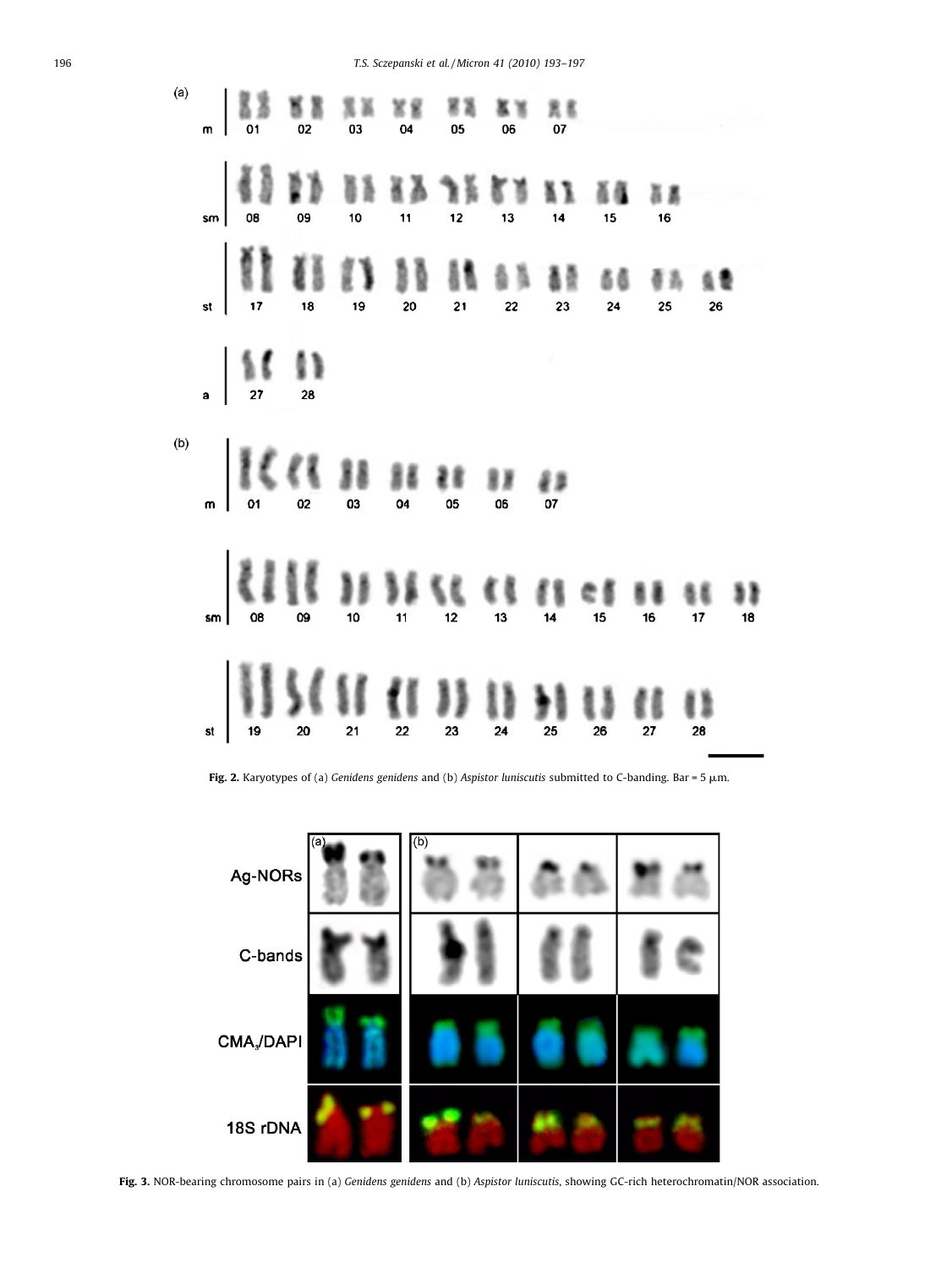Fig. 2. Karyotypes of (a) *Genidens genidens* and (b) *Aspistor luniscutis* submitted to C-banding. Bar = 5 μm.

Fig. 3. NOR-bearing chromosome pairs in (a) *Genidens genidens* and (b) *Aspistor luniscutis*, showing GC-rich heterochromatin/NOR association.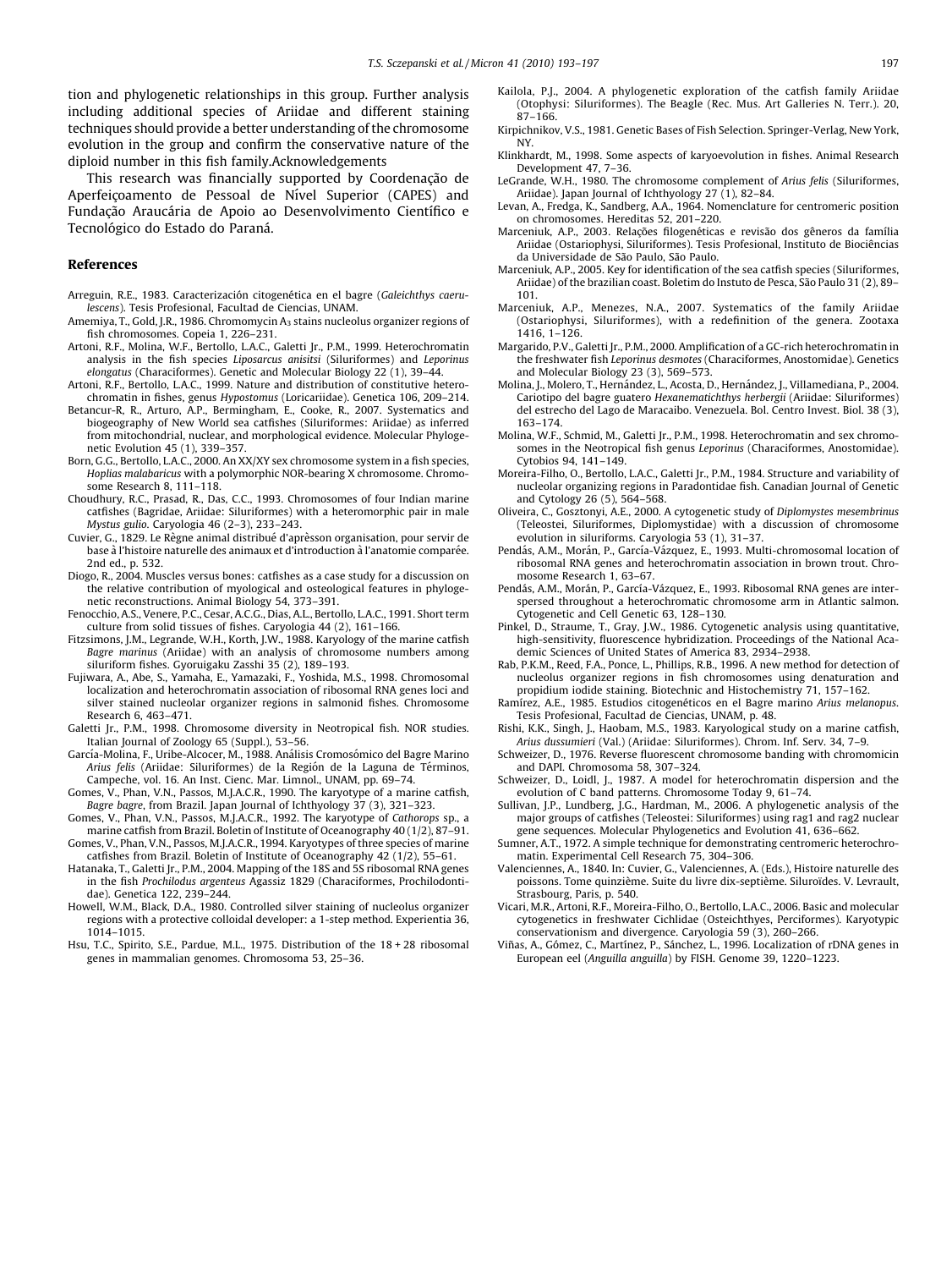tion and phylogenetic relationships in this group. Further analysis including additional species of Ariidae and different staining techniques should provide a better understanding of the chromosome evolution in the group and confirm the conservative nature of the diploid number in this fish family.Acknowledgements

This research was financially supported by Coordenação de Aperfeiçoamento de Pessoal de Nível Superior (CAPES) and Fundação Araucária de Apoio ao Desenvolvimento Científico e Tecnológico do Estado do Paraná.

## References

Arreguin, R.E., 1983. Caracterización citogenética en el bagre (*Galeichthys caerulescens*). Tesis Profesional, Facultad de Ciencias, UNAM.

Amemiya, T., Gold, J.R., 1986. Chromomycin $A_3$ stains nucleolus organizer regions of fish chromosomes. Copeia 1, 226–231.

Artoni, R.F., Molina, W.F., Bertollo, L.A.C., Galetti Jr., P.M., 1999. Heterochromatin analysis in the fish species *Liposarcus anisitsi* (Siluriformes) and *Leporinus elongatus* (Characiformes). Genetic and Molecular Biology 22 (1), 39–44.

Artoni, R.F., Bertollo, L.A.C., 1999. Nature and distribution of constitutive heterochromatin in fishes, genus *Hypostomus* (Loricariidae). Genetica 106, 209–214.

Betancur-R, R., Arturo, A.P., Bermingham, E., Cooke, R., 2007. Systematics and biogeography of New World sea catfishes (Siluriformes: Ariidae) as inferred from mitochondrial, nuclear, and morphological evidence. Molecular Phylogenetic Evolution 45 (1), 339–357.

Born, G.G., Bertollo, L.A.C., 2000. An XX/XY sex chromosome system in a fish species, *Hoplias malabaricus* with a polymorphic NOR-bearing X chromosome. Chromosome Research 8, 111–118.

Choudhury, R.C., Prasad, R., Das, C.C., 1993. Chromosomes of four Indian marine catfishes (Bagridae, Ariidae: Siluriformes) with a heteromorphic pair in male *Mystus gulio*. Caryologia 46 (2–3), 233–243.

Cuvier, G., 1829. Le Règne animal distribué d'aprèsson organisation, pour servir de base à l'histoire naturelle des animaux et d'introduction à l'anatomie comparée. 2nd ed., p. 532.

Diogo, R., 2004. Muscles versus bones: catfishes as a case study for a discussion on the relative contribution of myological and osteological features in phylogenetic reconstructions. Animal Biology 54, 373–391.

Fenocchio, A.S., Venere, P.C., Cesar, A.C.G., Dias, A.L., Bertollo, L.A.C., 1991. Short term culture from solid tissues of fishes. Caryologia 44 (2), 161–166.

Fitzsimons, J.M., Legrande, W.H., Korth, J.W., 1988. Karyology of the marine catfish *Bagre marinus* (Ariidae) with an analysis of chromosome numbers among siluriform fishes. Gyoruigaku Zasshi 35 (2), 189–193.

Fujiwara, A., Abe, S., Yamaha, E., Yamazaki, F., Yoshida, M.S., 1998. Chromosomal localization and heterochromatin association of ribosomal RNA genes loci and silver stained nucleolar organizer regions in salmonid fishes. Chromosome Research 6, 463–471.

Galetti Jr., P.M., 1998. Chromosome diversity in Neotropical fish. NOR studies. Italian Journal of Zoology 65 (Suppl.), 53–56.

García-Molina, F., Uribe-Alcocer, M., 1988. Análisis Cromosómico del Bagre Marino *Arius felis* (Ariidae: Siluriformes) de la Región de la Laguna de Términos, Campeche, vol. 16. An Inst. Cienc. Mar. Limnol., UNAM, pp. 69–74.

Gomes, V., Phan, V.N., Passos, M.J.A.C.R., 1990. The karyotype of a marine catfish, *Bagre bagre*, from Brazil. Japan Journal of Ichthyology 37 (3), 321–323.

Gomes, V., Phan, V.N., Passos, M.J.A.C.R., 1992. The karyotype of *Cathorops* sp., a marine catfish from Brazil. Boletin of Institute of Oceanography 40 (1/2), 87–91.

Gomes, V., Phan, V.N., Passos, M.J.A.C.R., 1994. Karyotypes of three species of marine catfishes from Brazil. Boletin of Institute of Oceanography 42 (1/2), 55–61.

Hatanaka, T., Galetti Jr., P.M., 2004. Mapping of the 18S and 5S ribosomal RNA genes in the fish *Prochilodus argenteus* Agassiz 1829 (Characiformes, Prochilodontidae). Genetica 122, 239–244.

Howell, W.M., Black, D.A., 1980. Controlled silver staining of nucleolus organizer regions with a protective colloidal developer: a 1-step method. Experientia 36, 1014–1015.

Hsu, T.C., Spirito, S.E., Pardue, M.L., 1975. Distribution of the 18 + 28 ribosomal genes in mammalian genomes. Chromosoma 53, 25–36.

Kailola, P.J., 2004. A phylogenetic exploration of the catfish family Ariidae (Otophysi: Siluriformes). The Beagle (Rec. Mus. Art Galleries N. Terr.). 20, 87–166.

Kirpichnikov, V.S., 1981. Genetic Bases of Fish Selection. Springer-Verlag, New York, NY.

Klinkhardt, M., 1998. Some aspects of karyoevolution in fishes. Animal Research Development 47, 7–36.

LeGrande, W.H., 1980. The chromosome complement of *Arius felis* (Siluriformes, Ariidae). Japan Journal of Ichthyology 27 (1), 82–84.

Levan, A., Fredga, K., Sandberg, A.A., 1964. Nomenclature for centromeric position on chromosomes. Hereditas 52, 201–220.

Marceniuk, A.P., 2003. Relações filogenéticas e revisão dos gêneros da família Ariidae (Ostariophysi, Siluriformes). Tesis Profesional, Instituto de Biociências da Universidade de São Paulo, São Paulo.

Marceniuk, A.P., 2005. Key for identification of the sea catfish species (Siluriformes, Ariidae) of the brazilian coast. Boletim do Instuto de Pesca, São Paulo 31 (2), 89–101.

Marceniuk, A.P., Menezes, N.A., 2007. Systematics of the family Ariidae (Ostariophysi, Siluriformes), with a redefinition of the genera. Zootaxa 1416, 1–126.

Margarido, P.V., Galetti Jr., P.M., 2000. Amplification of a GC-rich heterochromatin in the freshwater fish *Leporinus desmotes* (Characiformes, Anostomidae). Genetics and Molecular Biology 23 (3), 569–573.

Molina, J., Molero, T., Hernández, L., Acosta, D., Hernández, J., Villamediana, P., 2004. Cariotipo del bagre guatero *Hexanematichthys herbergii* (Ariidae: Siluriformes) del estrecho del Lago de Maracaibo. Venezuela. Bol. Centro Invest. Biol. 38 (3), 163–174.

Molina, W.F., Schmid, M., Galetti Jr., P.M., 1998. Heterochromatin and sex chromosomes in the Neotropical fish genus *Leporinus* (Characiformes, Anostomidae). Cytobios 94, 141–149.

Moreira-Filho, O., Bertollo, L.A.C., Galetti Jr., P.M., 1984. Structure and variability of nucleolar organizing regions in Paradontidae fish. Canadian Journal of Genetic and Cytology 26 (5), 564–568.

Oliveira, C., Gosztonyi, A.E., 2000. A cytogenetic study of *Diplomystes mesembrinus* (Teleostei, Siluriformes, Diplomystidae) with a discussion of chromosome evolution in siluriforms. Caryologia 53 (1), 31–37.

Pendás, A.M., Morán, P., García-Vázquez, E., 1993. Multi-chromosomal location of ribosomal RNA genes and heterochromatin association in brown trout. Chromosome Research 1, 63–67.

Pendás, A.M., Morán, P., García-Vázquez, E., 1993. Ribosomal RNA genes are interspersed throughout a heterochromatic chromosome arm in Atlantic salmon. Cytogenetic and Cell Genetic 63, 128–130.

Pinkel, D., Straume, T., Gray, J.W., 1986. Cytogenetic analysis using quantitative, high-sensitivity, fluorescence hybridization. Proceedings of the National Academic Sciences of United States of America 83, 2934–2938.

Rab, P.K.M., Reed, F.A., Ponce, L., Phillips, R.B., 1996. A new method for detection of nucleolus organizer regions in fish chromosomes using denaturation and propidium iodide staining. Biotechnic and Histochemistry 71, 157–162.

Ramírez, A.E., 1985. Estudios citogenéticos en el Bagre marino *Arius melanopus*. Tesis Profesional, Facultad de Ciencias, UNAM, p. 48.

Rishi, K.K., Singh, J., Haobam, M.S., 1983. Karyological study on a marine catfish, *Arius dussumieri* (Val.) (Ariidae: Siluriformes). Chrom. Inf. Serv. 34, 7–9.

Schweizer, D., 1976. Reverse fluorescent chromosome banding with chromomicin and DAPI. Chromosoma 58, 307–324.

Schweizer, D., Loidl, J., 1987. A model for heterochromatin dispersion and the evolution of C band patterns. Chromosome Today 9, 61–74.

Sullivan, J.P., Lundberg, J.G., Hardman, M., 2006. A phylogenetic analysis of the major groups of catfishes (Teleostei: Siluriformes) using rag1 and rag2 nuclear gene sequences. Molecular Phylogenetics and Evolution 41, 636–662.

Sumner, A.T., 1972. A simple technique for demonstrating centromeric heterochromatin. Experimental Cell Research 75, 304–306.

Valenciennes, A., 1840. In: Cuvier, G., Valenciennes, A. (Eds.), Histoire naturelle des poissons. Tome quinzième. Suite du livre dix-septième. Siluroïdes. V. Levrault, Strasbourg, Paris, p. 540.

Vicari, M.R., Artoni, R.F., Moreira-Filho, O., Bertollo, L.A.C., 2006. Basic and molecular cytogenetics in freshwater Cichlidae (Osteichthyes, Perciformes). Karyotypic conservationism and divergence. Caryologia 59 (3), 260–266.

Viñas, A., Gómez, C., Martínez, P., Sánchez, L., 1996. Localization of rDNA genes in European eel (*Anguilla anguilla*) by FISH. Genome 39, 1220–1223.